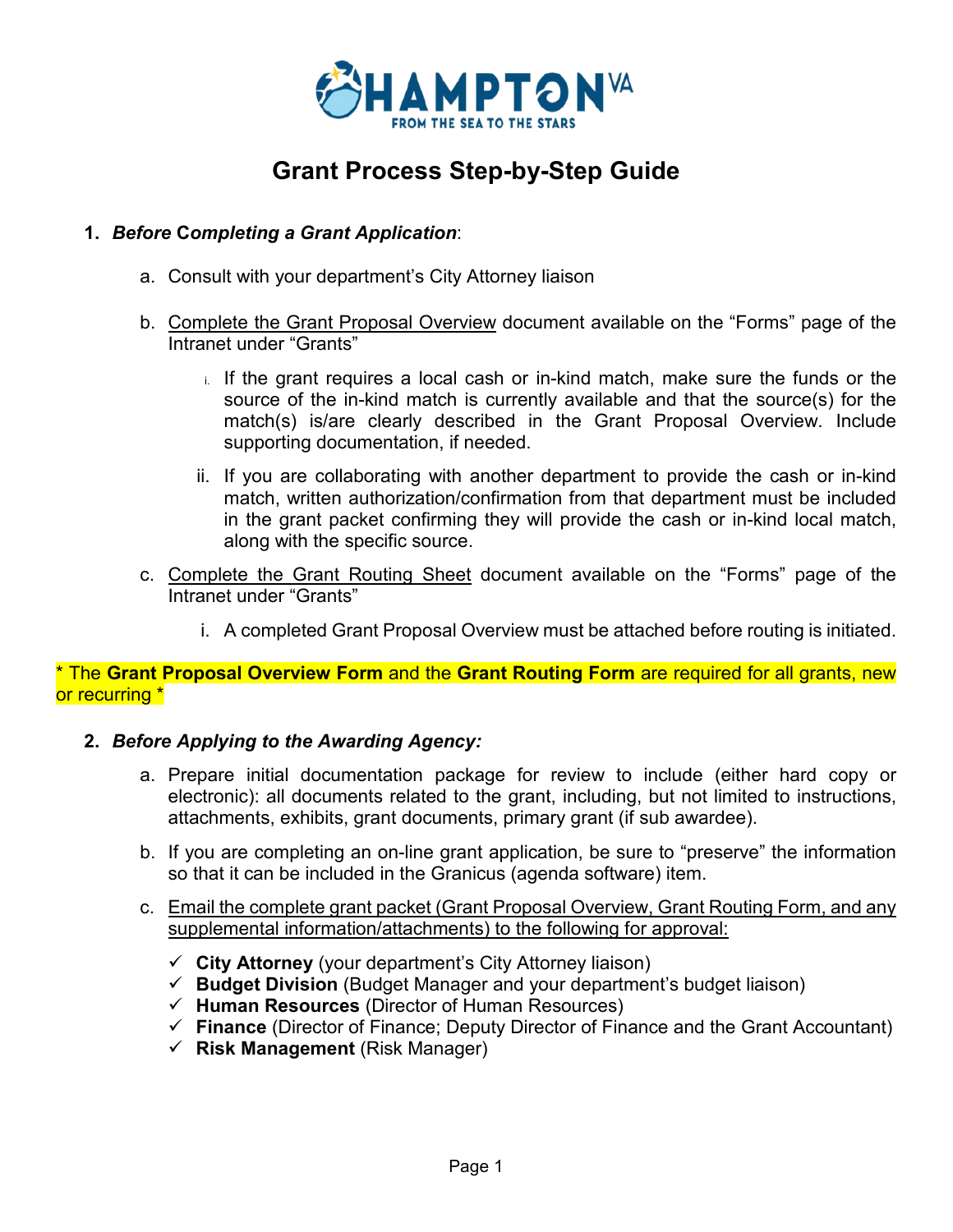# Grant Process Step-by-Step Guide

1. ***Before* Completing *a Grant Application***:

   a. Consult with your department's City Attorney liaison

   b. <u>Complete the Grant Proposal Overview</u> document available on the "Forms" page of the Intranet under "Grants"

      i. If the grant requires a local cash or in-kind match, make sure the funds or the source of the in-kind match is currently available and that the source(s) for the match(s) is/are clearly described in the Grant Proposal Overview. Include supporting documentation, if needed.

      ii. If you are collaborating with another department to provide the cash or in-kind match, written authorization/confirmation from that department must be included in the grant packet confirming they will provide the cash or in-kind local match, along with the specific source.

   c. <u>Complete the Grant Routing Sheet</u> document available on the "Forms" page of the Intranet under "Grants"

      i. A completed Grant Proposal Overview must be attached before routing is initiated.

\* The **Grant Proposal Overview Form** and the **Grant Routing Form** are required for all grants, new or recurring \*

2. ***Before Applying to the Awarding Agency:***

   a. Prepare initial documentation package for review to include (either hard copy or electronic): all documents related to the grant, including, but not limited to, instructions, attachments, exhibits, grant documents, primary grant (if sub awardee).

   b. If you are completing an on-line grant application, be sure to "preserve" the information so that it can be included in the Granicus (agenda software) item.

   c. <u>Email the complete grant packet (Grant Proposal Overview, Grant Routing Form, and any supplemental information/attachments) to the following for approval:</u>

      - ✓ **City Attorney** (your department's City Attorney liaison)
      - ✓ **Budget Division** (Budget Manager and your department's budget liaison)
      - ✓ **Human Resources** (Director of Human Resources)
      - ✓ **Finance** (Director of Finance; Deputy Director of Finance and the Grant Accountant)
      - ✓ **Risk Management** (Risk Manager)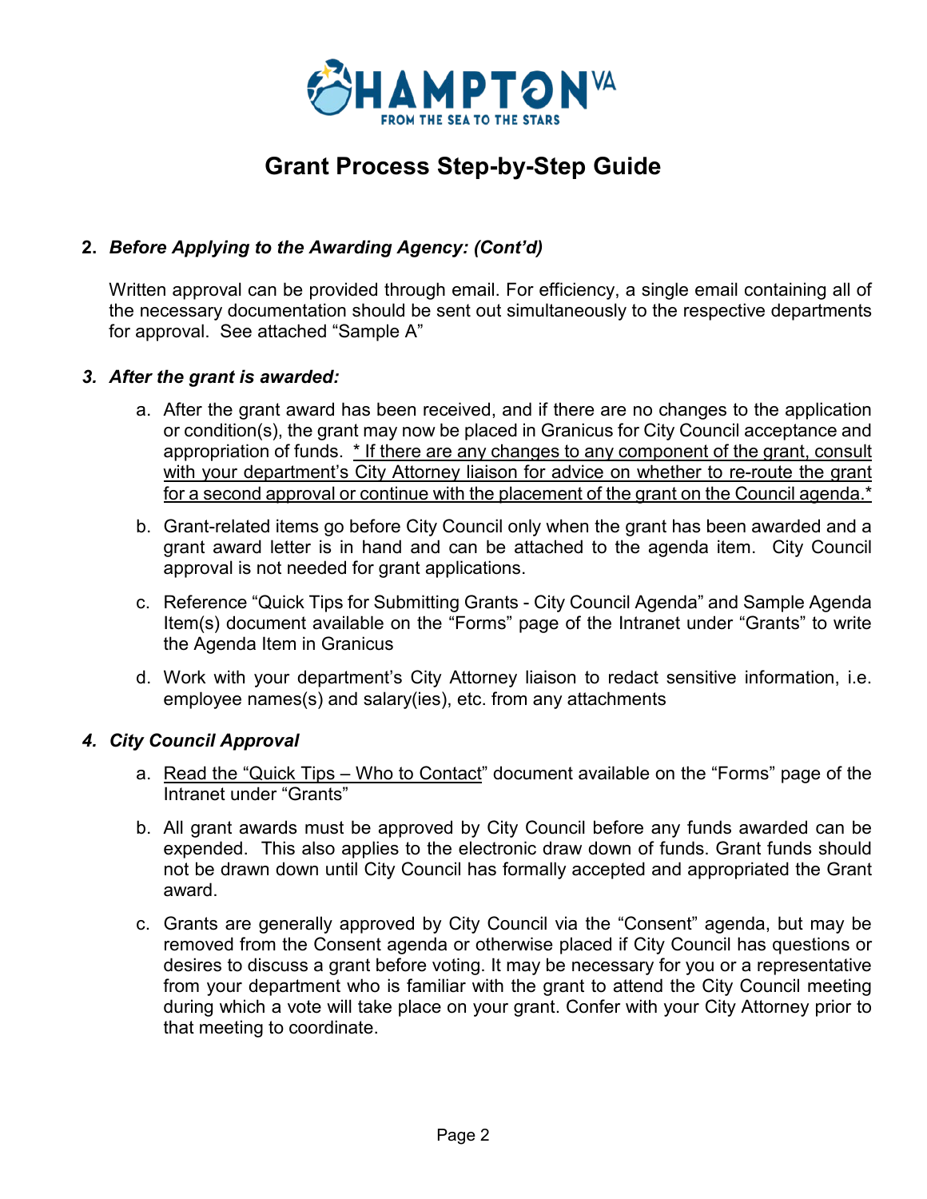# Grant Process Step-by-Step Guide

2. ***Before Applying to the Awarding Agency: (Cont'd)***

   Written approval can be provided through email. For efficiency, a single email containing all of the necessary documentation should be sent out simultaneously to the respective departments for approval. See attached "Sample A"

3. ***After the grant is awarded:***

   a. After the grant award has been received, and if there are no changes to the application or condition(s), the grant may now be placed in Granicus for City Council acceptance and appropriation of funds. <u>* If there are any changes to any component of the grant, consult with your department's City Attorney liaison for advice on whether to re-route the grant for a second approval or continue with the placement of the grant on the Council agenda.*</u>

   b. Grant-related items go before City Council only when the grant has been awarded and a grant award letter is in hand and can be attached to the agenda item. City Council approval is not needed for grant applications.

   c. Reference "Quick Tips for Submitting Grants - City Council Agenda" and Sample Agenda Item(s) document available on the "Forms" page of the Intranet under "Grants" to write the Agenda Item in Granicus

   d. Work with your department's City Attorney liaison to redact sensitive information, i.e. employee names(s) and salary(ies), etc. from any attachments

4. ***City Council Approval***

   a. <u>Read the "Quick Tips – Who to Contact</u>" document available on the "Forms" page of the Intranet under "Grants"

   b. All grant awards must be approved by City Council before any funds awarded can be expended. This also applies to the electronic draw down of funds. Grant funds should not be drawn down until City Council has formally accepted and appropriated the Grant award.

   c. Grants are generally approved by City Council via the "Consent" agenda, but may be removed from the Consent agenda or otherwise placed if City Council has questions or desires to discuss a grant before voting. It may be necessary for you or a representative from your department who is familiar with the grant to attend the City Council meeting during which a vote will take place on your grant. Confer with your City Attorney prior to that meeting to coordinate.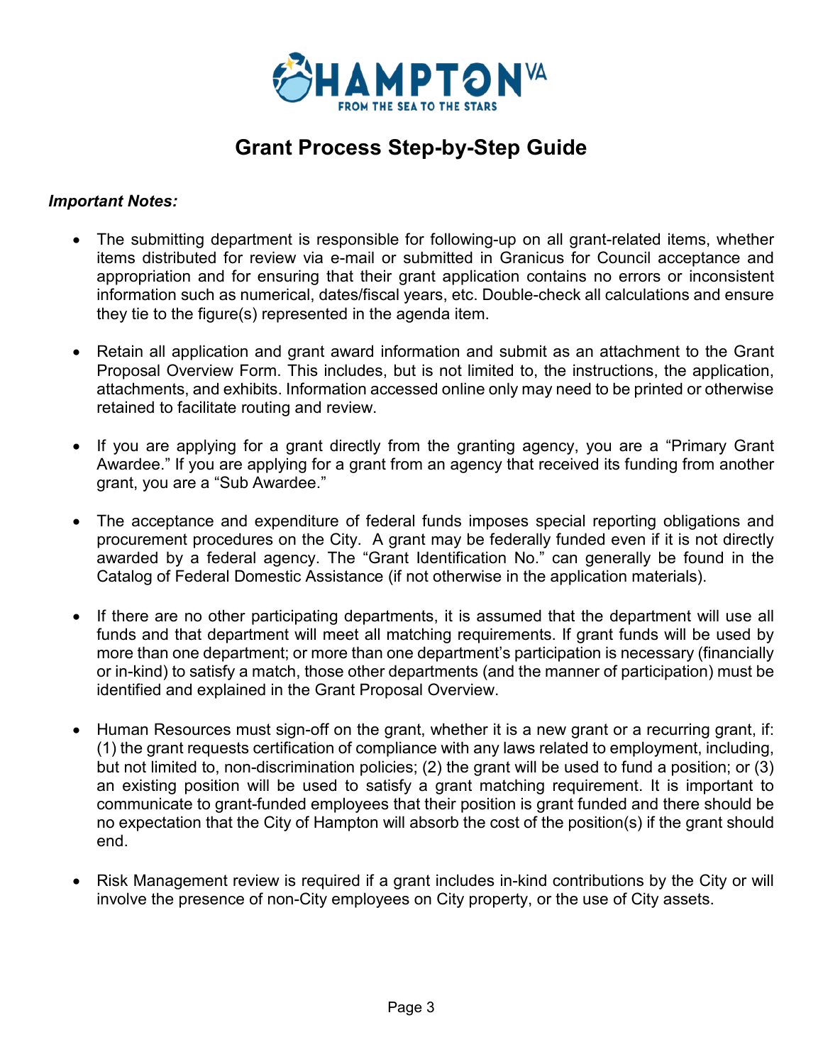# Grant Process Step-by-Step Guide

***Important Notes:***

- The submitting department is responsible for following-up on all grant-related items, whether items distributed for review via e-mail or submitted in Granicus for Council acceptance and appropriation and for ensuring that their grant application contains no errors or inconsistent information such as numerical, dates/fiscal years, etc. Double-check all calculations and ensure they tie to the figure(s) represented in the agenda item.

- Retain all application and grant award information and submit as an attachment to the Grant Proposal Overview Form. This includes, but is not limited to, the instructions, the application, attachments, and exhibits. Information accessed online only may need to be printed or otherwise retained to facilitate routing and review.

- If you are applying for a grant directly from the granting agency, you are a "Primary Grant Awardee." If you are applying for a grant from an agency that received its funding from another grant, you are a "Sub Awardee."

- The acceptance and expenditure of federal funds imposes special reporting obligations and procurement procedures on the City. A grant may be federally funded even if it is not directly awarded by a federal agency. The "Grant Identification No." can generally be found in the Catalog of Federal Domestic Assistance (if not otherwise in the application materials).

- If there are no other participating departments, it is assumed that the department will use all funds and that department will meet all matching requirements. If grant funds will be used by more than one department; or more than one department's participation is necessary (financially or in-kind) to satisfy a match, those other departments (and the manner of participation) must be identified and explained in the Grant Proposal Overview.

- Human Resources must sign-off on the grant, whether it is a new grant or a recurring grant, if: (1) the grant requests certification of compliance with any laws related to employment, including, but not limited to, non-discrimination policies; (2) the grant will be used to fund a position; or (3) an existing position will be used to satisfy a grant matching requirement. It is important to communicate to grant-funded employees that their position is grant funded and there should be no expectation that the City of Hampton will absorb the cost of the position(s) if the grant should end.

- Risk Management review is required if a grant includes in-kind contributions by the City or will involve the presence of non-City employees on City property, or the use of City assets.